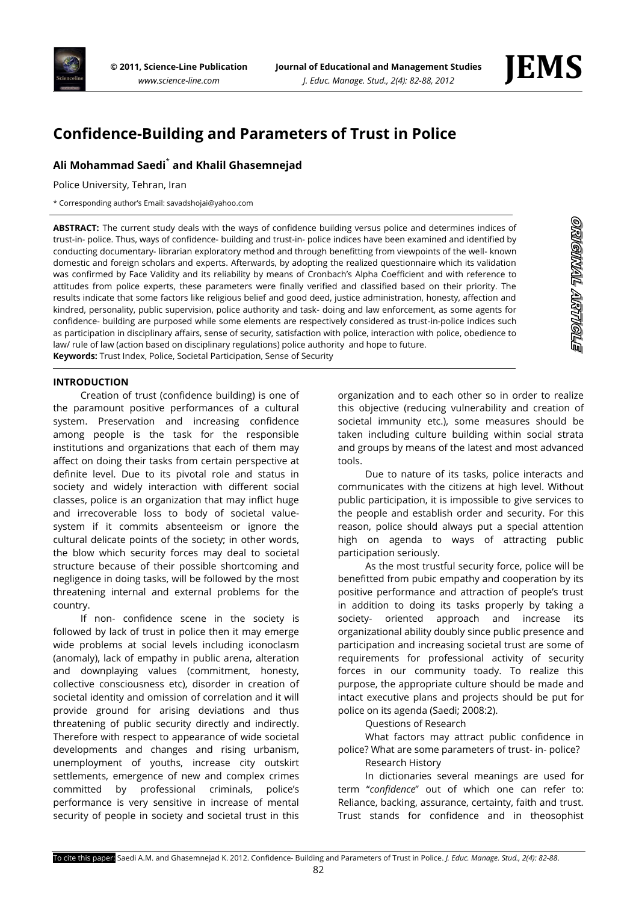# Confidence-Building and Parameters of Trust in Police

**Ali Mohammad Saedi*[*] and Khalil Ghasemnejad**

Police University, Tehran, Iran

* Corresponding author's Email: savadshojai@yahoo.com

**ABSTRACT:** The current study deals with the ways of confidence building versus police and determines indices of trust-in- police. Thus, ways of confidence- building and trust-in- police indices have been examined and identified by conducting documentary- librarian exploratory method and through benefitting from viewpoints of the well- known domestic and foreign scholars and experts. Afterwards, by adopting the realized questionnaire which its validation was confirmed by Face Validity and its reliability by means of Cronbach's Alpha Coefficient and with reference to attitudes from police experts, these parameters were finally verified and classified based on their priority. The results indicate that some factors like religious belief and good deed, justice administration, honesty, affection and kindred, personality, public supervision, police authority and task- doing and law enforcement, as some agents for confidence- building are purposed while some elements are respectively considered as trust-in-police indices such as participation in disciplinary affairs, sense of security, satisfaction with police, interaction with police, obedience to law/ rule of law (action based on disciplinary regulations) police authority and hope to future.

**Keywords:** Trust Index, Police, Societal Participation, Sense of Security

ORIGINAL ARTICLE

## INTRODUCTION

Creation of trust (confidence building) is one of the paramount positive performances of a cultural system. Preservation and increasing confidence among people is the task for the responsible institutions and organizations that each of them may affect on doing their tasks from certain perspective at definite level. Due to its pivotal role and status in society and widely interaction with different social classes, police is an organization that may inflict huge and irrecoverable loss to body of societal value-system if it commits absenteeism or ignore the cultural delicate points of the society; in other words, the blow which security forces may deal to societal structure because of their possible shortcoming and negligence in doing tasks, will be followed by the most threatening internal and external problems for the country.

If non- confidence scene in the society is followed by lack of trust in police then it may emerge wide problems at social levels including iconoclasm (anomaly), lack of empathy in public arena, alteration and downplaying values (commitment, honesty, collective consciousness etc), disorder in creation of societal identity and omission of correlation and it will provide ground for arising deviations and thus threatening of public security directly and indirectly. Therefore with respect to appearance of wide societal developments and changes and rising urbanism, unemployment of youths, increase city outskirt settlements, emergence of new and complex crimes committed by professional criminals, police's performance is very sensitive in increase of mental security of people in society and societal trust in this organization and to each other so in order to realize this objective (reducing vulnerability and creation of societal immunity etc.), some measures should be taken including culture building within social strata and groups by means of the latest and most advanced tools.

Due to nature of its tasks, police interacts and communicates with the citizens at high level. Without public participation, it is impossible to give services to the people and establish order and security. For this reason, police should always put a special attention high on agenda to ways of attracting public participation seriously.

As the most trustful security force, police will be benefitted from pubic empathy and cooperation by its positive performance and attraction of people's trust in addition to doing its tasks properly by taking a society- oriented approach and increase its organizational ability doubly since public presence and participation and increasing societal trust are some of requirements for professional activity of security forces in our community toady. To realize this purpose, the appropriate culture should be made and intact executive plans and projects should be put for police on its agenda (Saedi; 2008:2).

Questions of Research

What factors may attract public confidence in police? What are some parameters of trust- in- police?

Research History

In dictionaries several meanings are used for term "*confidence*" out of which one can refer to: Reliance, backing, assurance, certainty, faith and trust. Trust stands for confidence and in theosophist

To cite this paper: Saedi A.M. and Ghasemnejad K. 2012. Confidence- Building and Parameters of Trust in Police. *J. Educ. Manage. Stud., 2(4): 82-88*.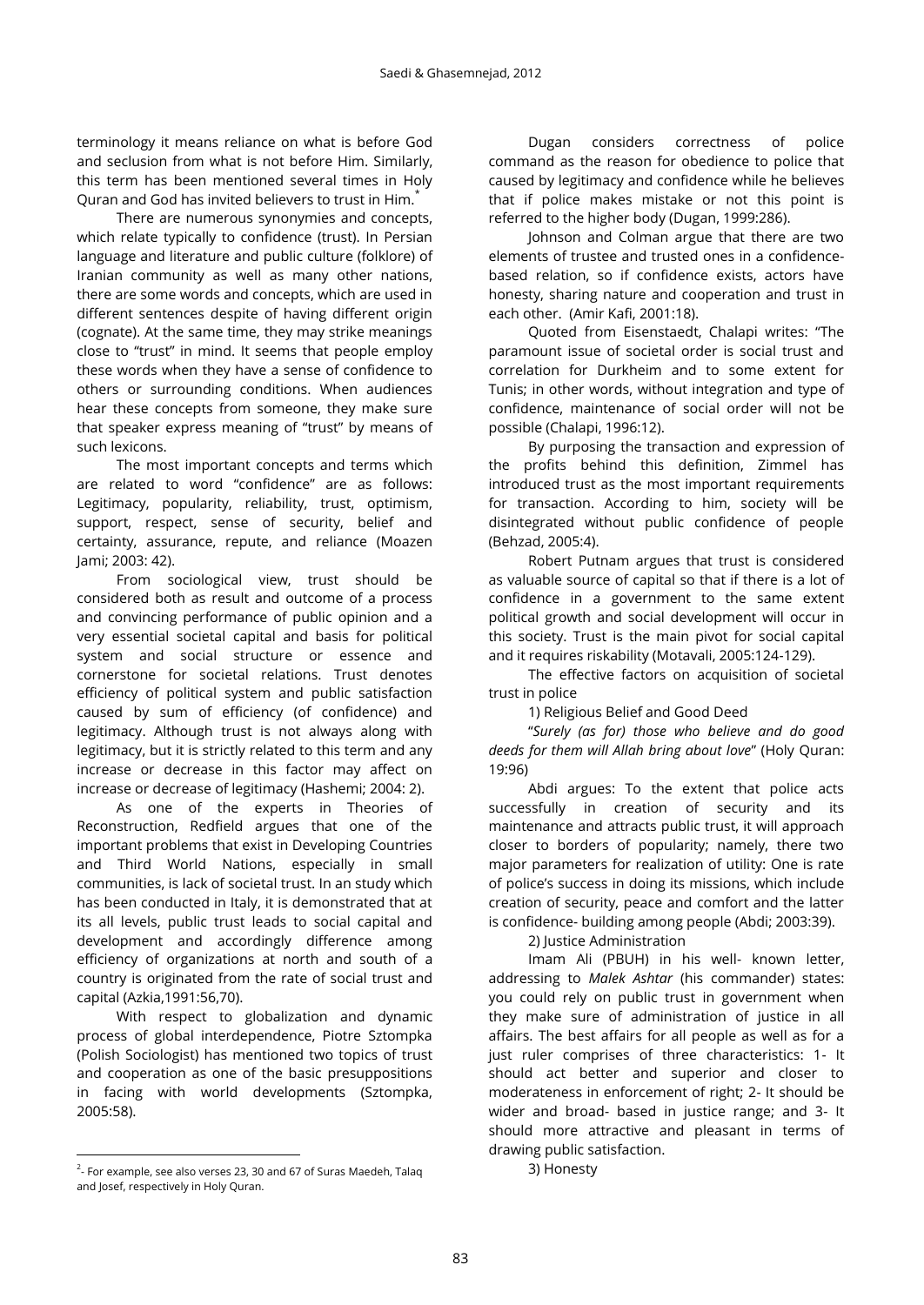terminology it means reliance on what is before God and seclusion from what is not before Him. Similarly, this term has been mentioned several times in Holy Quran and God has invited believers to trust in Him.[*]

There are numerous synonymies and concepts, which relate typically to confidence (trust). In Persian language and literature and public culture (folklore) of Iranian community as well as many other nations, there are some words and concepts, which are used in different sentences despite of having different origin (cognate). At the same time, they may strike meanings close to "trust" in mind. It seems that people employ these words when they have a sense of confidence to others or surrounding conditions. When audiences hear these concepts from someone, they make sure that speaker express meaning of "trust" by means of such lexicons.

The most important concepts and terms which are related to word "confidence" are as follows: Legitimacy, popularity, reliability, trust, optimism, support, respect, sense of security, belief and certainty, assurance, repute, and reliance (Moazen Jami; 2003: 42).

From sociological view, trust should be considered both as result and outcome of a process and convincing performance of public opinion and a very essential societal capital and basis for political system and social structure or essence and cornerstone for societal relations. Trust denotes efficiency of political system and public satisfaction caused by sum of efficiency (of confidence) and legitimacy. Although trust is not always along with legitimacy, but it is strictly related to this term and any increase or decrease in this factor may affect on increase or decrease of legitimacy (Hashemi; 2004: 2).

As one of the experts in Theories of Reconstruction, Redfield argues that one of the important problems that exist in Developing Countries and Third World Nations, especially in small communities, is lack of societal trust. In an study which has been conducted in Italy, it is demonstrated that at its all levels, public trust leads to social capital and development and accordingly difference among efficiency of organizations at north and south of a country is originated from the rate of social trust and capital (Azkia,1991:56,70).

With respect to globalization and dynamic process of global interdependence, Piotre Sztompka (Polish Sociologist) has mentioned two topics of trust and cooperation as one of the basic presuppositions in facing with world developments (Sztompka, 2005:58).

Dugan considers correctness of police command as the reason for obedience to police that caused by legitimacy and confidence while he believes that if police makes mistake or not this point is referred to the higher body (Dugan, 1999:286).

Johnson and Colman argue that there are two elements of trustee and trusted ones in a confidence-based relation, so if confidence exists, actors have honesty, sharing nature and cooperation and trust in each other. (Amir Kafi, 2001:18).

Quoted from Eisenstaedt, Chalapi writes: "The paramount issue of societal order is social trust and correlation for Durkheim and to some extent for Tunis; in other words, without integration and type of confidence, maintenance of social order will not be possible (Chalapi, 1996:12).

By purposing the transaction and expression of the profits behind this definition, Zimmel has introduced trust as the most important requirements for transaction. According to him, society will be disintegrated without public confidence of people (Behzad, 2005:4).

Robert Putnam argues that trust is considered as valuable source of capital so that if there is a lot of confidence in a government to the same extent political growth and social development will occur in this society. Trust is the main pivot for social capital and it requires riskability (Motavali, 2005:124-129).

The effective factors on acquisition of societal trust in police

1) Religious Belief and Good Deed

"*Surely (as for) those who believe and do good deeds for them will Allah bring about love*" (Holy Quran: 19:96)

Abdi argues: To the extent that police acts successfully in creation of security and its maintenance and attracts public trust, it will approach closer to borders of popularity; namely, there two major parameters for realization of utility: One is rate of police's success in doing its missions, which include creation of security, peace and comfort and the latter is confidence- building among people (Abdi; 2003:39).

2) Justice Administration

Imam Ali (PBUH) in his well- known letter, addressing to *Malek Ashtar* (his commander) states: you could rely on public trust in government when they make sure of administration of justice in all affairs. The best affairs for all people as well as for a just ruler comprises of three characteristics: 1- It should act better and superior and closer to moderateness in enforcement of right; 2- It should be wider and broad- based in justice range; and 3- It should more attractive and pleasant in terms of drawing public satisfaction.

3) Honesty

[2]- For example, see also verses 23, 30 and 67 of Suras Maedeh, Talaq and Josef, respectively in Holy Quran.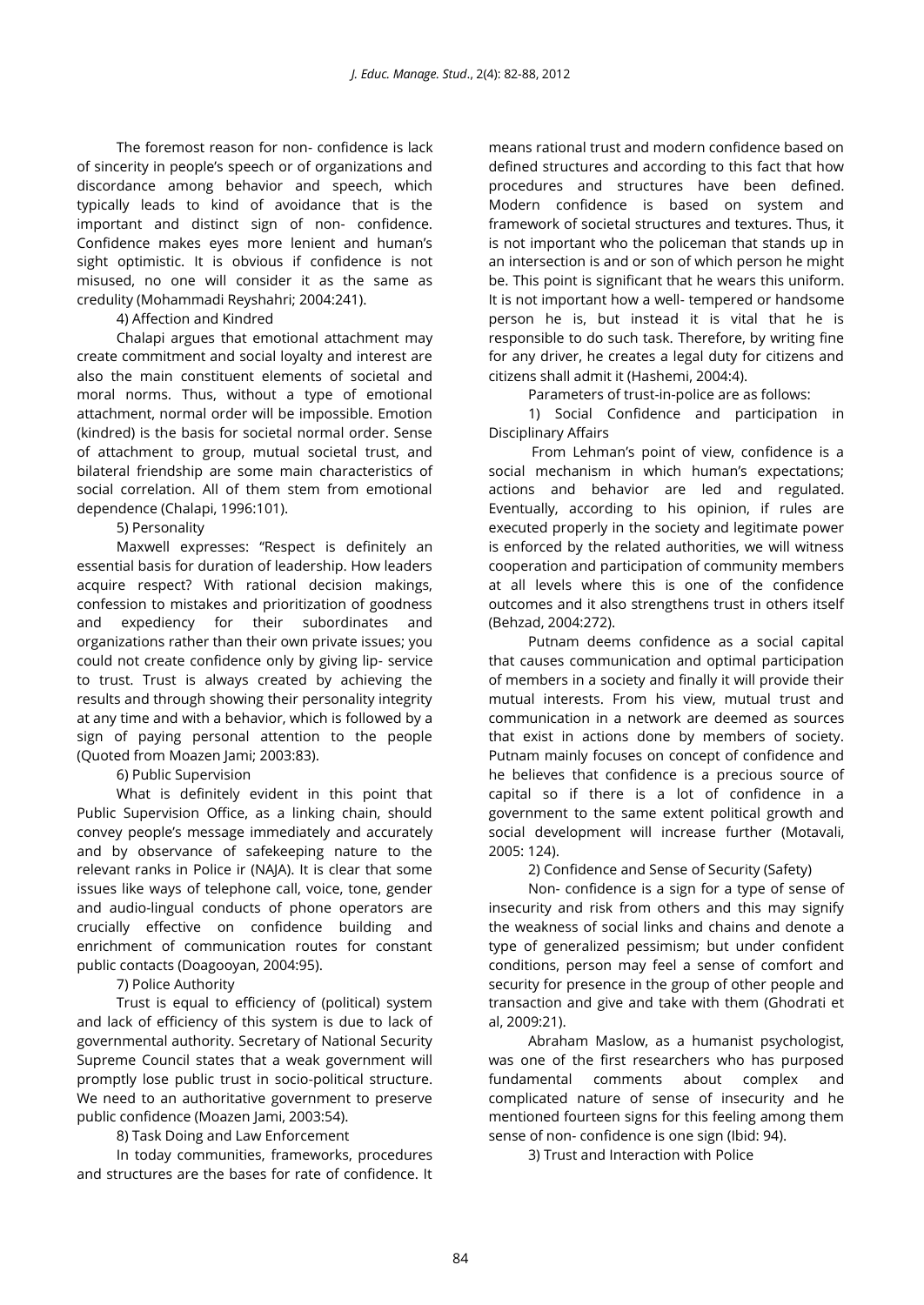The foremost reason for non- confidence is lack of sincerity in people's speech or of organizations and discordance among behavior and speech, which typically leads to kind of avoidance that is the important and distinct sign of non- confidence. Confidence makes eyes more lenient and human's sight optimistic. It is obvious if confidence is not misused, no one will consider it as the same as credulity (Mohammadi Reyshahri; 2004:241).

4) Affection and Kindred

Chalapi argues that emotional attachment may create commitment and social loyalty and interest are also the main constituent elements of societal and moral norms. Thus, without a type of emotional attachment, normal order will be impossible. Emotion (kindred) is the basis for societal normal order. Sense of attachment to group, mutual societal trust, and bilateral friendship are some main characteristics of social correlation. All of them stem from emotional dependence (Chalapi, 1996:101).

5) Personality

Maxwell expresses: "Respect is definitely an essential basis for duration of leadership. How leaders acquire respect? With rational decision makings, confession to mistakes and prioritization of goodness and expediency for their subordinates and organizations rather than their own private issues; you could not create confidence only by giving lip- service to trust. Trust is always created by achieving the results and through showing their personality integrity at any time and with a behavior, which is followed by a sign of paying personal attention to the people (Quoted from Moazen Jami; 2003:83).

6) Public Supervision

What is definitely evident in this point that Public Supervision Office, as a linking chain, should convey people's message immediately and accurately and by observance of safekeeping nature to the relevant ranks in Police ir (NAJA). It is clear that some issues like ways of telephone call, voice, tone, gender and audio-lingual conducts of phone operators are crucially effective on confidence building and enrichment of communication routes for constant public contacts (Doagooyan, 2004:95).

7) Police Authority

Trust is equal to efficiency of (political) system and lack of efficiency of this system is due to lack of governmental authority. Secretary of National Security Supreme Council states that a weak government will promptly lose public trust in socio-political structure. We need to an authoritative government to preserve public confidence (Moazen Jami, 2003:54).

8) Task Doing and Law Enforcement

In today communities, frameworks, procedures and structures are the bases for rate of confidence. It means rational trust and modern confidence based on defined structures and according to this fact that how procedures and structures have been defined. Modern confidence is based on system and framework of societal structures and textures. Thus, it is not important who the policeman that stands up in an intersection is and or son of which person he might be. This point is significant that he wears this uniform. It is not important how a well- tempered or handsome person he is, but instead it is vital that he is responsible to do such task. Therefore, by writing fine for any driver, he creates a legal duty for citizens and citizens shall admit it (Hashemi, 2004:4).

Parameters of trust-in-police are as follows:

1) Social Confidence and participation in Disciplinary Affairs

From Lehman's point of view, confidence is a social mechanism in which human's expectations; actions and behavior are led and regulated. Eventually, according to his opinion, if rules are executed properly in the society and legitimate power is enforced by the related authorities, we will witness cooperation and participation of community members at all levels where this is one of the confidence outcomes and it also strengthens trust in others itself (Behzad, 2004:272).

Putnam deems confidence as a social capital that causes communication and optimal participation of members in a society and finally it will provide their mutual interests. From his view, mutual trust and communication in a network are deemed as sources that exist in actions done by members of society. Putnam mainly focuses on concept of confidence and he believes that confidence is a precious source of capital so if there is a lot of confidence in a government to the same extent political growth and social development will increase further (Motavali, 2005: 124).

2) Confidence and Sense of Security (Safety)

Non- confidence is a sign for a type of sense of insecurity and risk from others and this may signify the weakness of social links and chains and denote a type of generalized pessimism; but under confident conditions, person may feel a sense of comfort and security for presence in the group of other people and transaction and give and take with them (Ghodrati et al, 2009:21).

Abraham Maslow, as a humanist psychologist, was one of the first researchers who has purposed fundamental comments about complex and complicated nature of sense of insecurity and he mentioned fourteen signs for this feeling among them sense of non- confidence is one sign (Ibid: 94).

3) Trust and Interaction with Police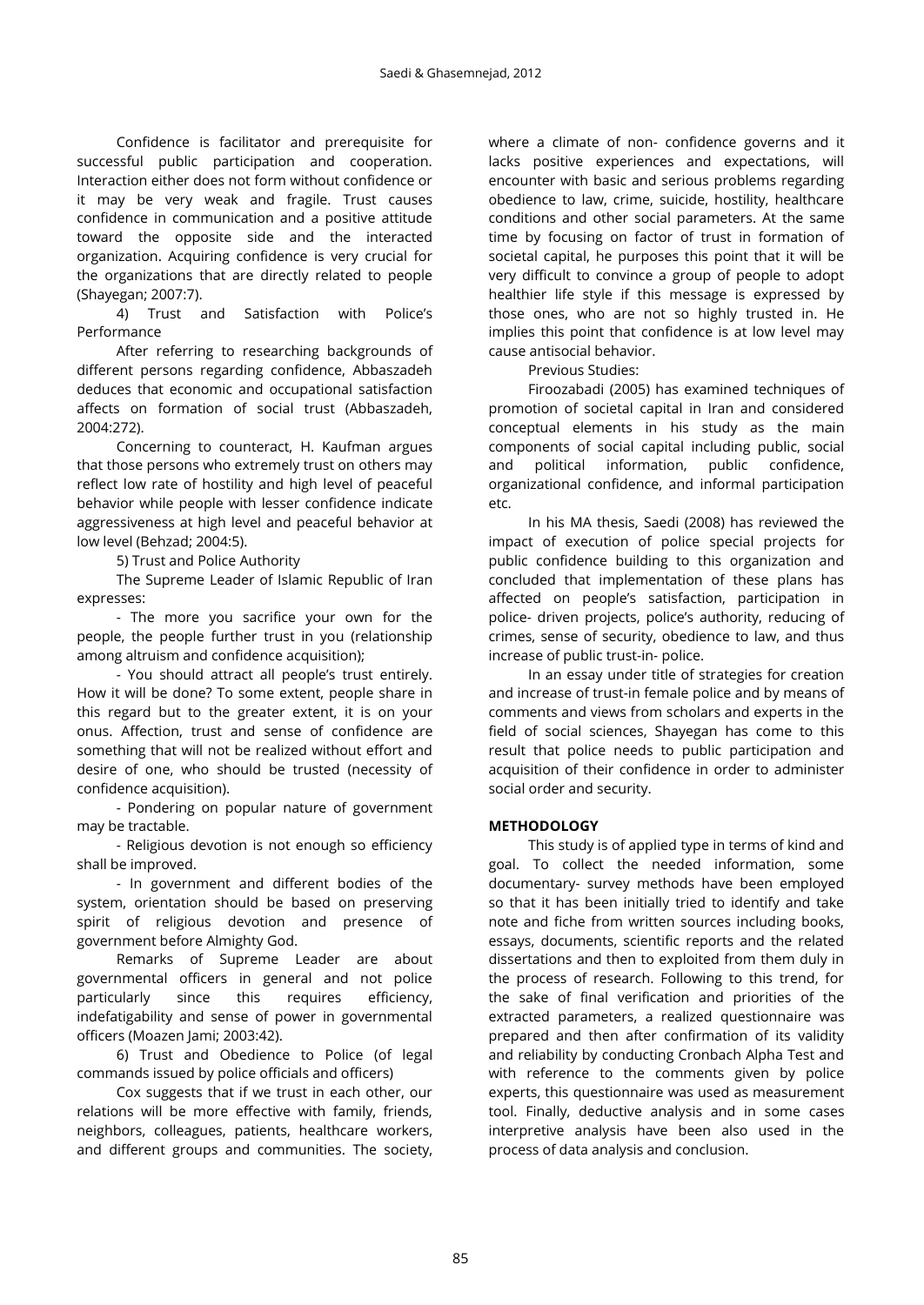Confidence is facilitator and prerequisite for successful public participation and cooperation. Interaction either does not form without confidence or it may be very weak and fragile. Trust causes confidence in communication and a positive attitude toward the opposite side and the interacted organization. Acquiring confidence is very crucial for the organizations that are directly related to people (Shayegan; 2007:7).

4) Trust and Satisfaction with Police's Performance

After referring to researching backgrounds of different persons regarding confidence, Abbaszadeh deduces that economic and occupational satisfaction affects on formation of social trust (Abbaszadeh, 2004:272).

Concerning to counteract, H. Kaufman argues that those persons who extremely trust on others may reflect low rate of hostility and high level of peaceful behavior while people with lesser confidence indicate aggressiveness at high level and peaceful behavior at low level (Behzad; 2004:5).

5) Trust and Police Authority

The Supreme Leader of Islamic Republic of Iran expresses:

- The more you sacrifice your own for the people, the people further trust in you (relationship among altruism and confidence acquisition);

- You should attract all people's trust entirely. How it will be done? To some extent, people share in this regard but to the greater extent, it is on your onus. Affection, trust and sense of confidence are something that will not be realized without effort and desire of one, who should be trusted (necessity of confidence acquisition).

- Pondering on popular nature of government may be tractable.

- Religious devotion is not enough so efficiency shall be improved.

- In government and different bodies of the system, orientation should be based on preserving spirit of religious devotion and presence of government before Almighty God.

Remarks of Supreme Leader are about governmental officers in general and not police particularly since this requires efficiency, indefatigability and sense of power in governmental officers (Moazen Jami; 2003:42).

6) Trust and Obedience to Police (of legal commands issued by police officials and officers)

Cox suggests that if we trust in each other, our relations will be more effective with family, friends, neighbors, colleagues, patients, healthcare workers, and different groups and communities. The society, where a climate of non- confidence governs and it lacks positive experiences and expectations, will encounter with basic and serious problems regarding obedience to law, crime, suicide, hostility, healthcare conditions and other social parameters. At the same time by focusing on factor of trust in formation of societal capital, he purposes this point that it will be very difficult to convince a group of people to adopt healthier life style if this message is expressed by those ones, who are not so highly trusted in. He implies this point that confidence is at low level may cause antisocial behavior.

Previous Studies:

Firoozabadi (2005) has examined techniques of promotion of societal capital in Iran and considered conceptual elements in his study as the main components of social capital including public, social and political information, public confidence, organizational confidence, and informal participation etc.

In his MA thesis, Saedi (2008) has reviewed the impact of execution of police special projects for public confidence building to this organization and concluded that implementation of these plans has affected on people's satisfaction, participation in police- driven projects, police's authority, reducing of crimes, sense of security, obedience to law, and thus increase of public trust-in- police.

In an essay under title of strategies for creation and increase of trust-in female police and by means of comments and views from scholars and experts in the field of social sciences, Shayegan has come to this result that police needs to public participation and acquisition of their confidence in order to administer social order and security.

## METHODOLOGY

This study is of applied type in terms of kind and goal. To collect the needed information, some documentary- survey methods have been employed so that it has been initially tried to identify and take note and fiche from written sources including books, essays, documents, scientific reports and the related dissertations and then to exploited from them duly in the process of research. Following to this trend, for the sake of final verification and priorities of the extracted parameters, a realized questionnaire was prepared and then after confirmation of its validity and reliability by conducting Cronbach Alpha Test and with reference to the comments given by police experts, this questionnaire was used as measurement tool. Finally, deductive analysis and in some cases interpretive analysis have been also used in the process of data analysis and conclusion.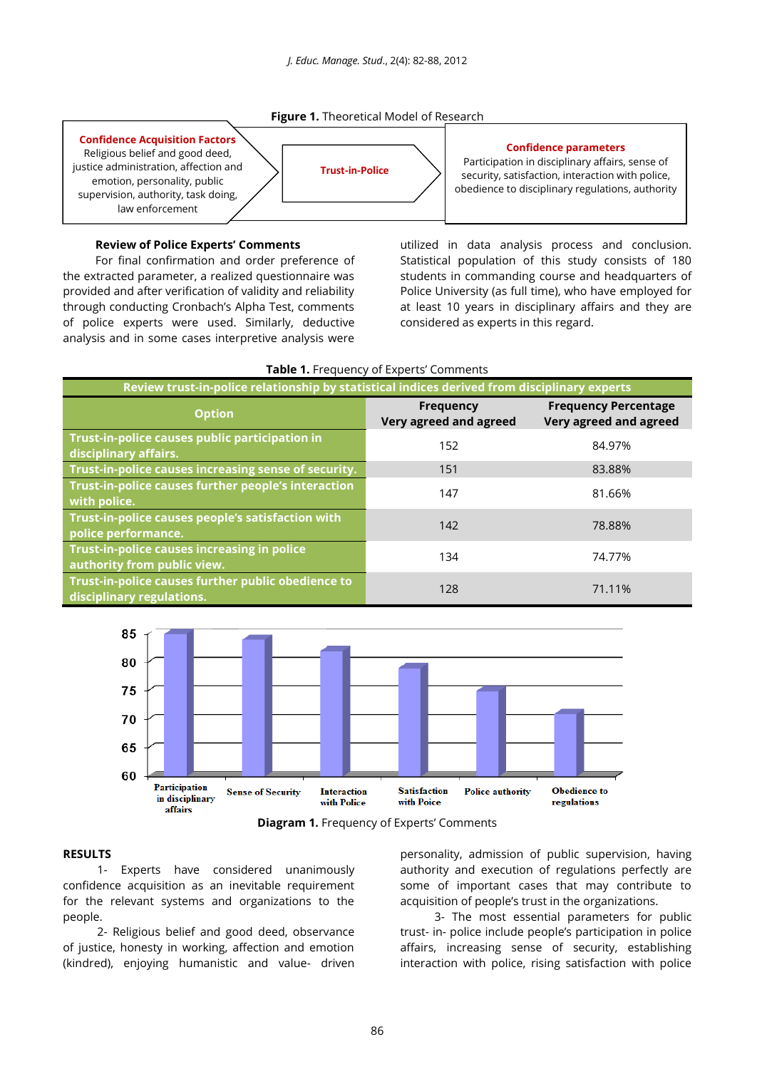**Figure 1.** Theoretical Model of Research

**Confidence Acquisition Factors**
Religious belief and good deed, justice administration, affection and emotion, personality, public supervision, authority, task doing, law enforcement

**Trust-in-Police**

**Confidence parameters**
Participation in disciplinary affairs, sense of security, satisfaction, interaction with police, obedience to disciplinary regulations, authority

### Review of Police Experts' Comments

For final confirmation and order preference of the extracted parameter, a realized questionnaire was provided and after verification of validity and reliability through conducting Cronbach's Alpha Test, comments of police experts were used. Similarly, deductive analysis and in some cases interpretive analysis were utilized in data analysis process and conclusion. Statistical population of this study consists of 180 students in commanding course and headquarters of Police University (as full time), who have employed for at least 10 years in disciplinary affairs and they are considered as experts in this regard.

**Table 1.** Frequency of Experts' Comments

| Review trust-in-police relationship by statistical indices derived from disciplinary experts | | |
|---|---|---|
| Option | Frequency Very agreed and agreed | Frequency Percentage Very agreed and agreed |
| Trust-in-police causes public participation in disciplinary affairs. | 152 | 84.97% |
| Trust-in-police causes increasing sense of security. | 151 | 83.88% |
| Trust-in-police causes further people's interaction with police. | 147 | 81.66% |
| Trust-in-police causes people's satisfaction with police performance. | 142 | 78.88% |
| Trust-in-police causes increasing in police authority from public view. | 134 | 74.77% |
| Trust-in-police causes further public obedience to disciplinary regulations. | 128 | 71.11% |

| Category | Value |
|---|---|
| Participation in disciplinary affairs | 84.97 |
| Sense of Security | 83.88 |
| Interaction with Police | 81.66 |
| Satisfaction with Poice | 78.88 |
| Police authority | 74.77 |
| Obedience to regulations | 71.11 |

**Diagram 1.** Frequency of Experts' Comments

## RESULTS

1- Experts have considered unanimously confidence acquisition as an inevitable requirement for the relevant systems and organizations to the people.

2- Religious belief and good deed, observance of justice, honesty in working, affection and emotion (kindred), enjoying humanistic and value- driven personality, admission of public supervision, having authority and execution of regulations perfectly are some of important cases that may contribute to acquisition of people's trust in the organizations.

3- The most essential parameters for public trust- in- police include people's participation in police affairs, increasing sense of security, establishing interaction with police, rising satisfaction with police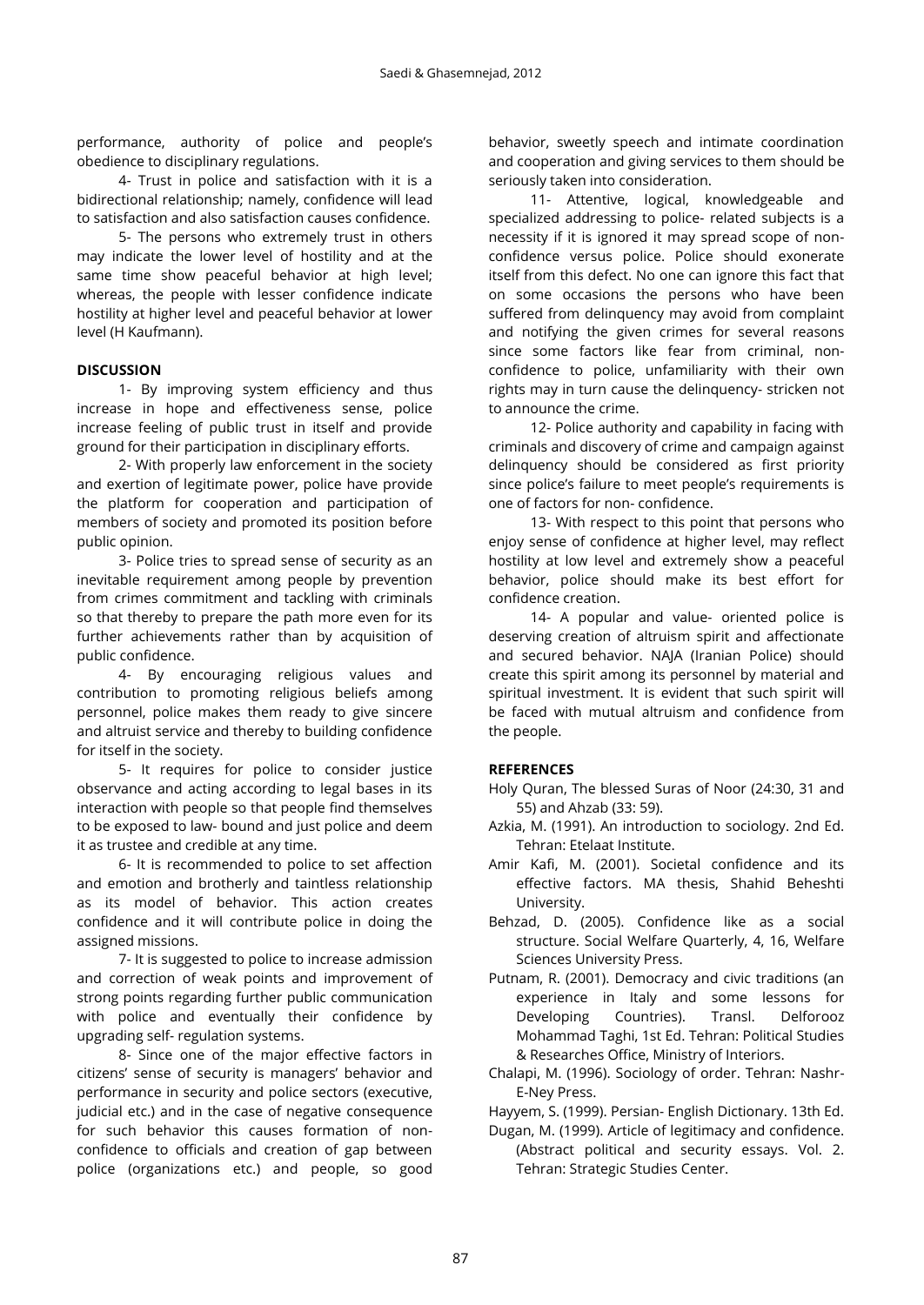performance, authority of police and people's obedience to disciplinary regulations.

4- Trust in police and satisfaction with it is a bidirectional relationship; namely, confidence will lead to satisfaction and also satisfaction causes confidence.

5- The persons who extremely trust in others may indicate the lower level of hostility and at the same time show peaceful behavior at high level; whereas, the people with lesser confidence indicate hostility at higher level and peaceful behavior at lower level (H Kaufmann).

**DISCUSSION**

1- By improving system efficiency and thus increase in hope and effectiveness sense, police increase feeling of public trust in itself and provide ground for their participation in disciplinary efforts.

2- With properly law enforcement in the society and exertion of legitimate power, police have provide the platform for cooperation and participation of members of society and promoted its position before public opinion.

3- Police tries to spread sense of security as an inevitable requirement among people by prevention from crimes commitment and tackling with criminals so that thereby to prepare the path more even for its further achievements rather than by acquisition of public confidence.

4- By encouraging religious values and contribution to promoting religious beliefs among personnel, police makes them ready to give sincere and altruist service and thereby to building confidence for itself in the society.

5- It requires for police to consider justice observance and acting according to legal bases in its interaction with people so that people find themselves to be exposed to law- bound and just police and deem it as trustee and credible at any time.

6- It is recommended to police to set affection and emotion and brotherly and taintless relationship as its model of behavior. This action creates confidence and it will contribute police in doing the assigned missions.

7- It is suggested to police to increase admission and correction of weak points and improvement of strong points regarding further public communication with police and eventually their confidence by upgrading self- regulation systems.

8- Since one of the major effective factors in citizens' sense of security is managers' behavior and performance in security and police sectors (executive, judicial etc.) and in the case of negative consequence for such behavior this causes formation of non-confidence to officials and creation of gap between police (organizations etc.) and people, so good behavior, sweetly speech and intimate coordination and cooperation and giving services to them should be seriously taken into consideration.

11- Attentive, logical, knowledgeable and specialized addressing to police- related subjects is a necessity if it is ignored it may spread scope of non-confidence versus police. Police should exonerate itself from this defect. No one can ignore this fact that on some occasions the persons who have been suffered from delinquency may avoid from complaint and notifying the given crimes for several reasons since some factors like fear from criminal, non-confidence to police, unfamiliarity with their own rights may in turn cause the delinquency- stricken not to announce the crime.

12- Police authority and capability in facing with criminals and discovery of crime and campaign against delinquency should be considered as first priority since police's failure to meet people's requirements is one of factors for non- confidence.

13- With respect to this point that persons who enjoy sense of confidence at higher level, may reflect hostility at low level and extremely show a peaceful behavior, police should make its best effort for confidence creation.

14- A popular and value- oriented police is deserving creation of altruism spirit and affectionate and secured behavior. NAJA (Iranian Police) should create this spirit among its personnel by material and spiritual investment. It is evident that such spirit will be faced with mutual altruism and confidence from the people.

**REFERENCES**

Holy Quran, The blessed Suras of Noor (24:30, 31 and 55) and Ahzab (33: 59).

Azkia, M. (1991). An introduction to sociology. 2nd Ed. Tehran: Etelaat Institute.

Amir Kafi, M. (2001). Societal confidence and its effective factors. MA thesis, Shahid Beheshti University.

Behzad, D. (2005). Confidence like as a social structure. Social Welfare Quarterly, 4, 16, Welfare Sciences University Press.

Putnam, R. (2001). Democracy and civic traditions (an experience in Italy and some lessons for Developing Countries). Transl. Delforooz Mohammad Taghi, 1st Ed. Tehran: Political Studies & Researches Office, Ministry of Interiors.

Chalapi, M. (1996). Sociology of order. Tehran: Nashr-E-Ney Press.

Hayyem, S. (1999). Persian- English Dictionary. 13th Ed.

Dugan, M. (1999). Article of legitimacy and confidence. (Abstract political and security essays. Vol. 2. Tehran: Strategic Studies Center.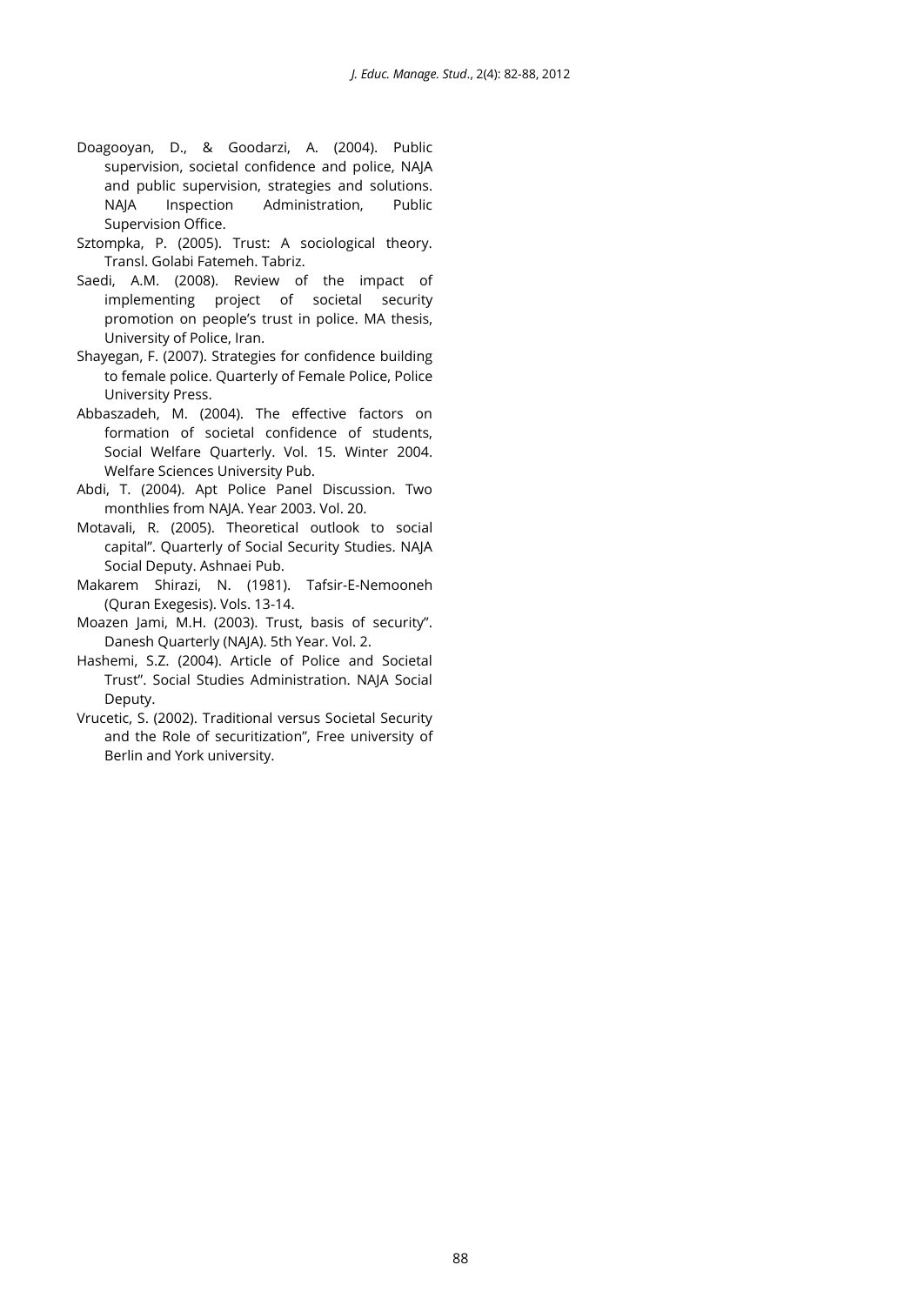Doagooyan, D., & Goodarzi, A. (2004). Public supervision, societal confidence and police, NAJA and public supervision, strategies and solutions. NAJA Inspection Administration, Public Supervision Office.

Sztompka, P. (2005). Trust: A sociological theory. Transl. Golabi Fatemeh. Tabriz.

Saedi, A.M. (2008). Review of the impact of implementing project of societal security promotion on people's trust in police. MA thesis, University of Police, Iran.

Shayegan, F. (2007). Strategies for confidence building to female police. Quarterly of Female Police, Police University Press.

Abbaszadeh, M. (2004). The effective factors on formation of societal confidence of students, Social Welfare Quarterly. Vol. 15. Winter 2004. Welfare Sciences University Pub.

Abdi, T. (2004). Apt Police Panel Discussion. Two monthlies from NAJA. Year 2003. Vol. 20.

Motavali, R. (2005). Theoretical outlook to social capital". Quarterly of Social Security Studies. NAJA Social Deputy. Ashnaei Pub.

Makarem Shirazi, N. (1981). Tafsir-E-Nemooneh (Quran Exegesis). Vols. 13-14.

Moazen Jami, M.H. (2003). Trust, basis of security". Danesh Quarterly (NAJA). 5th Year. Vol. 2.

Hashemi, S.Z. (2004). Article of Police and Societal Trust". Social Studies Administration. NAJA Social Deputy.

Vrucetic, S. (2002). Traditional versus Societal Security and the Role of securitization", Free university of Berlin and York university.